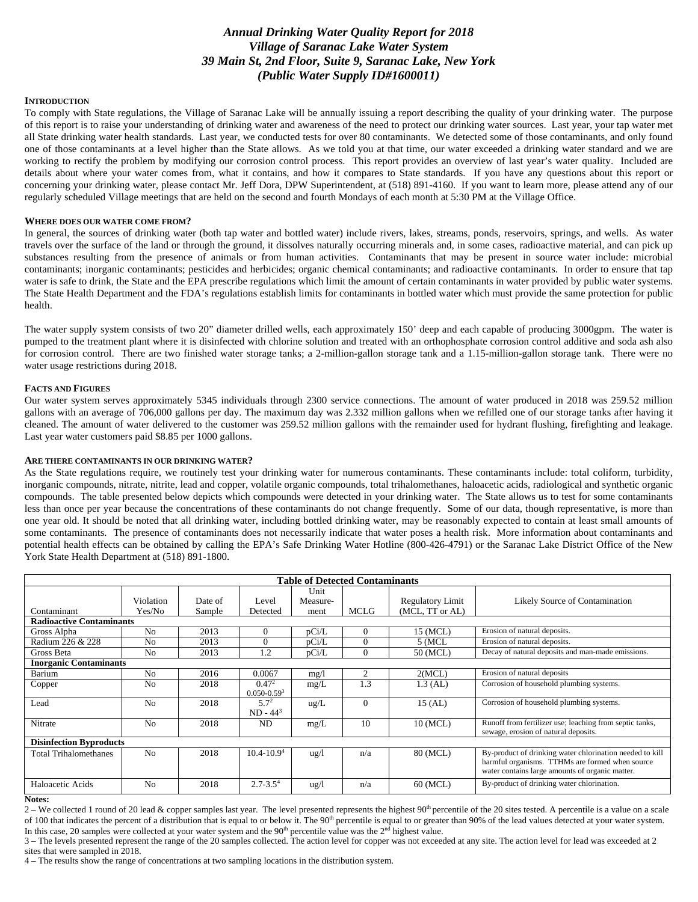# *Annual Drinking Water Quality Report for 2018*
# *Village of Saranac Lake Water System*
# *39 Main St, 2nd Floor, Suite 9, Saranac Lake, New York*
# *(Public Water Supply ID#1600011)*

**INTRODUCTION**

To comply with State regulations, the Village of Saranac Lake will be annually issuing a report describing the quality of your drinking water. The purpose of this report is to raise your understanding of drinking water and awareness of the need to protect our drinking water sources. Last year, your tap water met all State drinking water health standards. Last year, we conducted tests for over 80 contaminants. We detected some of those contaminants, and only found one of those contaminants at a level higher than the State allows. As we told you at that time, our water exceeded a drinking water standard and we are working to rectify the problem by modifying our corrosion control process. This report provides an overview of last year's water quality. Included are details about where your water comes from, what it contains, and how it compares to State standards. If you have any questions about this report or concerning your drinking water, please contact Mr. Jeff Dora, DPW Superintendent, at (518) 891-4160. If you want to learn more, please attend any of our regularly scheduled Village meetings that are held on the second and fourth Mondays of each month at 5:30 PM at the Village Office.

**WHERE DOES OUR WATER COME FROM?**

In general, the sources of drinking water (both tap water and bottled water) include rivers, lakes, streams, ponds, reservoirs, springs, and wells. As water travels over the surface of the land or through the ground, it dissolves naturally occurring minerals and, in some cases, radioactive material, and can pick up substances resulting from the presence of animals or from human activities. Contaminants that may be present in source water include: microbial contaminants; inorganic contaminants; pesticides and herbicides; organic chemical contaminants; and radioactive contaminants. In order to ensure that tap water is safe to drink, the State and the EPA prescribe regulations which limit the amount of certain contaminants in water provided by public water systems. The State Health Department and the FDA's regulations establish limits for contaminants in bottled water which must provide the same protection for public health.

The water supply system consists of two 20" diameter drilled wells, each approximately 150' deep and each capable of producing 3000gpm. The water is pumped to the treatment plant where it is disinfected with chlorine solution and treated with an orthophosphate corrosion control additive and soda ash also for corrosion control. There are two finished water storage tanks; a 2-million-gallon storage tank and a 1.15-million-gallon storage tank. There were no water usage restrictions during 2018.

**FACTS AND FIGURES**

Our water system serves approximately 5345 individuals through 2300 service connections. The amount of water produced in 2018 was 259.52 million gallons with an average of 706,000 gallons per day. The maximum day was 2.332 million gallons when we refilled one of our storage tanks after having it cleaned. The amount of water delivered to the customer was 259.52 million gallons with the remainder used for hydrant flushing, firefighting and leakage. Last year water customers paid $8.85 per 1000 gallons.

**ARE THERE CONTAMINANTS IN OUR DRINKING WATER?**

As the State regulations require, we routinely test your drinking water for numerous contaminants. These contaminants include: total coliform, turbidity, inorganic compounds, nitrate, nitrite, lead and copper, volatile organic compounds, total trihalomethanes, haloacetic acids, radiological and synthetic organic compounds. The table presented below depicts which compounds were detected in your drinking water. The State allows us to test for some contaminants less than once per year because the concentrations of these contaminants do not change frequently. Some of our data, though representative, is more than one year old. It should be noted that all drinking water, including bottled drinking water, may be reasonably expected to contain at least small amounts of some contaminants. The presence of contaminants does not necessarily indicate that water poses a health risk. More information about contaminants and potential health effects can be obtained by calling the EPA's Safe Drinking Water Hotline (800-426-4791) or the Saranac Lake District Office of the New York State Health Department at (518) 891-1800.

| **Table of Detected Contaminants** | | | | | | | |
|---|---|---|---|---|---|---|---|
| Contaminant | Violation Yes/No | Date of Sample | Level Detected | Unit Measure-ment | MCLG | Regulatory Limit (MCL, TT or AL) | Likely Source of Contamination |
| **Radioactive Contaminants** | | | | | | | |
| Gross Alpha | No | 2013 | 0 | pCi/L | 0 | 15 (MCL) | Erosion of natural deposits. |
| Radium 226 & 228 | No | 2013 | 0 | pCi/L | 0 | 5 (MCL | Erosion of natural deposits. |
| Gross Beta | No | 2013 | 1.2 | pCi/L | 0 | 50 (MCL) | Decay of natural deposits and man-made emissions. |
| **Inorganic Contaminants** | | | | | | | |
| Barium | No | 2016 | 0.0067 | mg/l | 2 | 2(MCL) | Erosion of natural deposits |
| Copper | No | 2018 | 0.47[2] 0.050-0.59[3] | mg/L | 1.3 | 1.3 (AL) | Corrosion of household plumbing systems. |
| Lead | No | 2018 | 5.7[2] ND - 44[3] | ug/L | 0 | 15 (AL) | Corrosion of household plumbing systems. |
| Nitrate | No | 2018 | ND | mg/L | 10 | 10 (MCL) | Runoff from fertilizer use; leaching from septic tanks, sewage, erosion of natural deposits. |
| **Disinfection Byproducts** | | | | | | | |
| Total Trihalomethanes | No | 2018 | 10.4-10.9[4] | ug/l | n/a | 80 (MCL) | By-product of drinking water chlorination needed to kill harmful organisms. TTHMs are formed when source water contains large amounts of organic matter. |
| Haloacetic Acids | No | 2018 | 2.7-3.5[4] | ug/l | n/a | 60 (MCL) | By-product of drinking water chlorination. |

**Notes:**

2 – We collected 1 round of 20 lead & copper samples last year. The level presented represents the highest 90th percentile of the 20 sites tested. A percentile is a value on a scale of 100 that indicates the percent of a distribution that is equal to or below it. The 90th percentile is equal to or greater than 90% of the lead values detected at your water system. In this case, 20 samples were collected at your water system and the 90th percentile value was the 2nd highest value.

3 – The levels presented represent the range of the 20 samples collected. The action level for copper was not exceeded at any site. The action level for lead was exceeded at 2 sites that were sampled in 2018.

4 – The results show the range of concentrations at two sampling locations in the distribution system.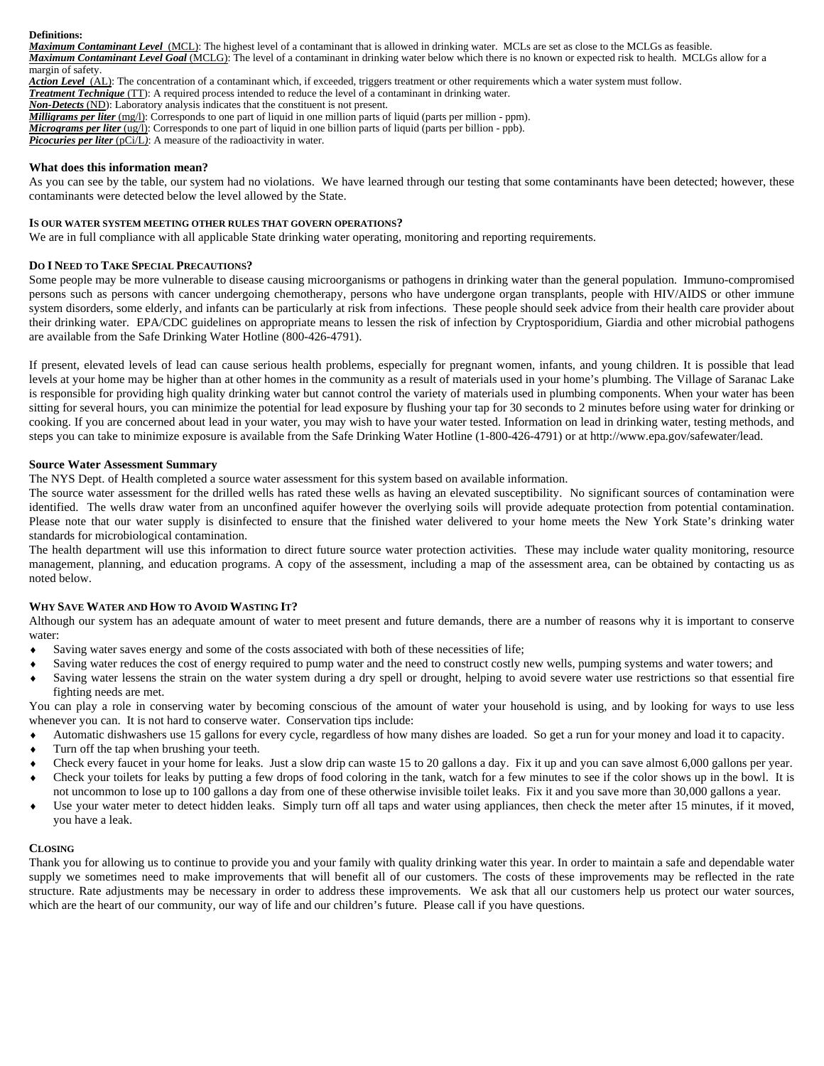**Definitions:**

***Maximum Contaminant Level*** (MCL): The highest level of a contaminant that is allowed in drinking water. MCLs are set as close to the MCLGs as feasible.
***Maximum Contaminant Level Goal*** (MCLG): The level of a contaminant in drinking water below which there is no known or expected risk to health. MCLGs allow for a margin of safety.
***Action Level*** (AL): The concentration of a contaminant which, if exceeded, triggers treatment or other requirements which a water system must follow.
***Treatment Technique*** (TT): A required process intended to reduce the level of a contaminant in drinking water.
***Non-Detects*** (ND): Laboratory analysis indicates that the constituent is not present.
***Milligrams per liter*** (mg/l): Corresponds to one part of liquid in one million parts of liquid (parts per million - ppm).
***Micrograms per liter*** (ug/l): Corresponds to one part of liquid in one billion parts of liquid (parts per billion - ppb).
***Picocuries per liter*** (pCi/L): A measure of the radioactivity in water.

**What does this information mean?**

As you can see by the table, our system had no violations. We have learned through our testing that some contaminants have been detected; however, these contaminants were detected below the level allowed by the State.

**IS OUR WATER SYSTEM MEETING OTHER RULES THAT GOVERN OPERATIONS?**

We are in full compliance with all applicable State drinking water operating, monitoring and reporting requirements.

**DO I NEED TO TAKE SPECIAL PRECAUTIONS?**

Some people may be more vulnerable to disease causing microorganisms or pathogens in drinking water than the general population. Immuno-compromised persons such as persons with cancer undergoing chemotherapy, persons who have undergone organ transplants, people with HIV/AIDS or other immune system disorders, some elderly, and infants can be particularly at risk from infections. These people should seek advice from their health care provider about their drinking water. EPA/CDC guidelines on appropriate means to lessen the risk of infection by Cryptosporidium, Giardia and other microbial pathogens are available from the Safe Drinking Water Hotline (800-426-4791).

If present, elevated levels of lead can cause serious health problems, especially for pregnant women, infants, and young children. It is possible that lead levels at your home may be higher than at other homes in the community as a result of materials used in your home's plumbing. The Village of Saranac Lake is responsible for providing high quality drinking water but cannot control the variety of materials used in plumbing components. When your water has been sitting for several hours, you can minimize the potential for lead exposure by flushing your tap for 30 seconds to 2 minutes before using water for drinking or cooking. If you are concerned about lead in your water, you may wish to have your water tested. Information on lead in drinking water, testing methods, and steps you can take to minimize exposure is available from the Safe Drinking Water Hotline (1-800-426-4791) or at http://www.epa.gov/safewater/lead.

**Source Water Assessment Summary**

The NYS Dept. of Health completed a source water assessment for this system based on available information.
The source water assessment for the drilled wells has rated these wells as having an elevated susceptibility. No significant sources of contamination were identified. The wells draw water from an unconfined aquifer however the overlying soils will provide adequate protection from potential contamination. Please note that our water supply is disinfected to ensure that the finished water delivered to your home meets the New York State's drinking water standards for microbiological contamination.
The health department will use this information to direct future source water protection activities. These may include water quality monitoring, resource management, planning, and education programs. A copy of the assessment, including a map of the assessment area, can be obtained by contacting us as noted below.

**WHY SAVE WATER AND HOW TO AVOID WASTING IT?**

Although our system has an adequate amount of water to meet present and future demands, there are a number of reasons why it is important to conserve water:

- Saving water saves energy and some of the costs associated with both of these necessities of life;
- Saving water reduces the cost of energy required to pump water and the need to construct costly new wells, pumping systems and water towers; and
- Saving water lessens the strain on the water system during a dry spell or drought, helping to avoid severe water use restrictions so that essential fire fighting needs are met.

You can play a role in conserving water by becoming conscious of the amount of water your household is using, and by looking for ways to use less whenever you can. It is not hard to conserve water. Conservation tips include:

- Automatic dishwashers use 15 gallons for every cycle, regardless of how many dishes are loaded. So get a run for your money and load it to capacity.
- Turn off the tap when brushing your teeth.
- Check every faucet in your home for leaks. Just a slow drip can waste 15 to 20 gallons a day. Fix it up and you can save almost 6,000 gallons per year.
- Check your toilets for leaks by putting a few drops of food coloring in the tank, watch for a few minutes to see if the color shows up in the bowl. It is not uncommon to lose up to 100 gallons a day from one of these otherwise invisible toilet leaks. Fix it and you save more than 30,000 gallons a year.
- Use your water meter to detect hidden leaks. Simply turn off all taps and water using appliances, then check the meter after 15 minutes, if it moved, you have a leak.

**CLOSING**

Thank you for allowing us to continue to provide you and your family with quality drinking water this year. In order to maintain a safe and dependable water supply we sometimes need to make improvements that will benefit all of our customers. The costs of these improvements may be reflected in the rate structure. Rate adjustments may be necessary in order to address these improvements. We ask that all our customers help us protect our water sources, which are the heart of our community, our way of life and our children's future. Please call if you have questions.